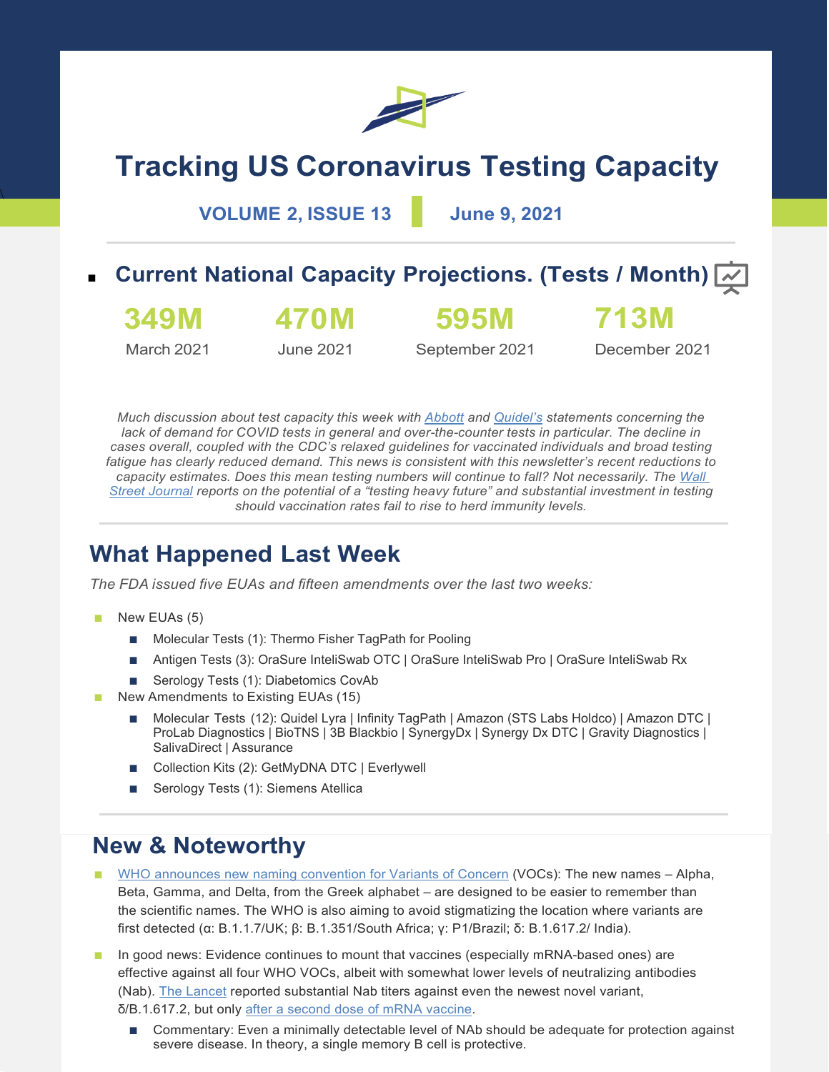# Tracking US Coronavirus Testing Capacity

**VOLUME 2, ISSUE 13** | **June 9, 2021**

## Current National Capacity Projections. (Tests / Month)

| 349M | 470M | 595M | 713M |
|---|---|---|---|
| March 2021 | June 2021 | September 2021 | December 2021 |

*Much discussion about test capacity this week with [Abbott]() and [Quidel's]() statements concerning the lack of demand for COVID tests in general and over-the-counter tests in particular. The decline in cases overall, coupled with the CDC's relaxed guidelines for vaccinated individuals and broad testing fatigue has clearly reduced demand. This news is consistent with this newsletter's recent reductions to capacity estimates. Does this mean testing numbers will continue to fall? Not necessarily. The [Wall Street Journal]() reports on the potential of a "testing heavy future" and substantial investment in testing should vaccination rates fail to rise to herd immunity levels.*

## What Happened Last Week

*The FDA issued five EUAs and fifteen amendments over the last two weeks:*

- New EUAs (5)
  - Molecular Tests (1): Thermo Fisher TagPath for Pooling
  - Antigen Tests (3): OraSure InteliSwab OTC | OraSure InteliSwab Pro | OraSure InteliSwab Rx
  - Serology Tests (1): Diabetomics CovAb
- New Amendments to Existing EUAs (15)
  - Molecular Tests (12): Quidel Lyra | Infinity TagPath | Amazon (STS Labs Holdco) | Amazon DTC | ProLab Diagnostics | BioTNS | 3B Blackbio | SynergyDx | Synergy Dx DTC | Gravity Diagnostics | SalivaDirect | Assurance
  - Collection Kits (2): GetMyDNA DTC | Everlywell
  - Serology Tests (1): Siemens Atellica

## New & Noteworthy

- [WHO announces new naming convention for Variants of Concern]() (VOCs): The new names – Alpha, Beta, Gamma, and Delta, from the Greek alphabet – are designed to be easier to remember than the scientific names. The WHO is also aiming to avoid stigmatizing the location where variants are first detected (α: B.1.1.7/UK; β: B.1.351/South Africa; γ: P1/Brazil; δ: B.1.617.2/ India).
- In good news: Evidence continues to mount that vaccines (especially mRNA-based ones) are effective against all four WHO VOCs, albeit with somewhat lower levels of neutralizing antibodies (Nab). [The Lancet]() reported substantial Nab titers against even the newest novel variant, δ/B.1.617.2, but only [after a second dose of mRNA vaccine]().
  - Commentary: Even a minimally detectable level of NAb should be adequate for protection against severe disease. In theory, a single memory B cell is protective.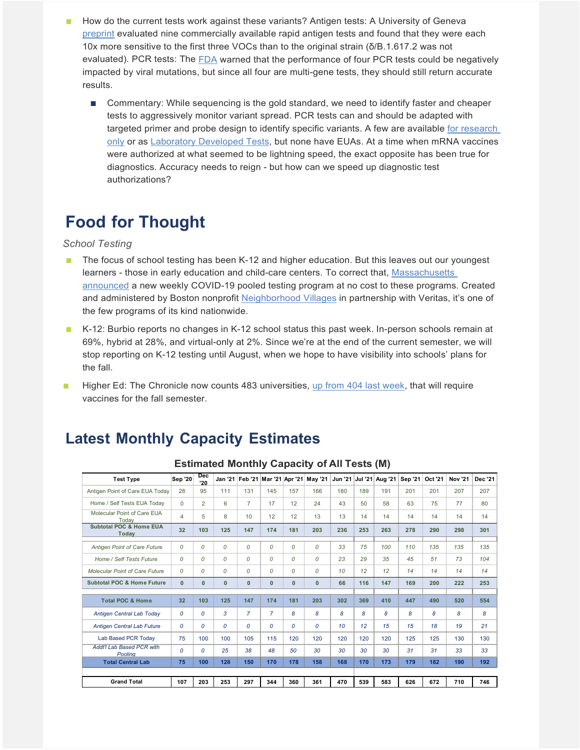- How do the current tests work against these variants? Antigen tests: A University of Geneva [preprint](#) evaluated nine commercially available rapid antigen tests and found that they were each 10x more sensitive to the first three VOCs than to the original strain (δ/B.1.617.2 was not evaluated). PCR tests: The [FDA](#) warned that the performance of four PCR tests could be negatively impacted by viral mutations, but since all four are multi-gene tests, they should still return accurate results.
  - Commentary: While sequencing is the gold standard, we need to identify faster and cheaper tests to aggressively monitor variant spread. PCR tests can and should be adapted with targeted primer and probe design to identify specific variants. A few are available [for research only](#) or as [Laboratory Developed Tests](#), but none have EUAs. At a time when mRNA vaccines were authorized at what seemed to be lightning speed, the exact opposite has been true for diagnostics. Accuracy needs to reign - but how can we speed up diagnostic test authorizations?

# Food for Thought

*School Testing*

- The focus of school testing has been K-12 and higher education. But this leaves out our youngest learners - those in early education and child-care centers. To correct that, [Massachusetts announced](#) a new weekly COVID-19 pooled testing program at no cost to these programs. Created and administered by Boston nonprofit [Neighborhood Villages](#) in partnership with Veritas, it's one of the few programs of its kind nationwide.
- K-12: Burbio reports no changes in K-12 school status this past week. In-person schools remain at 69%, hybrid at 28%, and virtual-only at 2%. Since we're at the end of the current semester, we will stop reporting on K-12 testing until August, when we hope to have visibility into schools' plans for the fall.
- Higher Ed: The Chronicle now counts 483 universities, [up from 404 last week](#), that will require vaccines for the fall semester.

# Latest Monthly Capacity Estimates

**Estimated Monthly Capacity of All Tests (M)**

| Test Type | Sep '20 | Dec '20 | Jan '21 | Feb '21 | Mar '21 | Apr '21 | May '21 | Jun '21 | Jul '21 | Aug '21 | Sep '21 | Oct '21 | Nov '21 | Dec '21 |
|---|---|---|---|---|---|---|---|---|---|---|---|---|---|---|
| Antigen Point of Care EUA Today | 28 | 95 | 111 | 131 | 145 | 157 | 166 | 180 | 189 | 191 | 201 | 201 | 207 | 207 |
| Home / Self Tests EUA Today | 0 | 2 | 6 | 7 | 17 | 12 | 24 | 43 | 50 | 58 | 63 | 75 | 77 | 80 |
| Molecular Point of Care EUA Today | 4 | 5 | 8 | 10 | 12 | 12 | 13 | 13 | 14 | 14 | 14 | 14 | 14 | 14 |
| **Subtotal POC & Home EUA Today** | **32** | **103** | **125** | **147** | **174** | **181** | **203** | **236** | **253** | **263** | **278** | **290** | **298** | **301** |
| *Antigen Point of Care Future* | *0* | *0* | *0* | *0* | *0* | *0* | *0* | *33* | *75* | *100* | *110* | *135* | *135* | *135* |
| *Home / Self Tests Future* | *0* | *0* | *0* | *0* | *0* | *0* | *0* | *23* | *29* | *35* | *45* | *51* | *73* | *104* |
| *Molecular Point of Care Future* | *0* | *0* | *0* | *0* | *0* | *0* | *0* | *10* | *12* | *12* | *14* | *14* | *14* | *14* |
| **Subtotal POC & Home Future** | **0** | **0** | **0** | **0** | **0** | **0** | **0** | **66** | **116** | **147** | **169** | **200** | **222** | **253** |
| **Total POC & Home** | **32** | **103** | **125** | **147** | **174** | **181** | **203** | **302** | **369** | **410** | **447** | **490** | **520** | **554** |
| *Antigen Central Lab Today* | *0* | *0* | *3* | *7* | *7* | *8* | *8* | *8* | *8* | *8* | *8* | *8* | *8* | *8* |
| *Antigen Central Lab Future* | *0* | *0* | *0* | *0* | *0* | *0* | *0* | *10* | *12* | *15* | *15* | *18* | *19* | *21* |
| Lab Based PCR Today | 75 | 100 | 100 | 105 | 115 | 120 | 120 | 120 | 120 | 120 | 125 | 125 | 130 | 130 |
| *Add'l Lab Based PCR with Pooling* | *0* | *0* | *25* | *38* | *48* | *50* | *30* | *30* | *30* | *30* | *31* | *31* | *33* | *33* |
| **Total Central Lab** | **75** | **100** | **128** | **150** | **170** | **178** | **158** | **168** | **170** | **173** | **179** | **182** | **190** | **192** |
| **Grand Total** | **107** | **203** | **253** | **297** | **344** | **360** | **361** | **470** | **539** | **583** | **626** | **672** | **710** | **746** |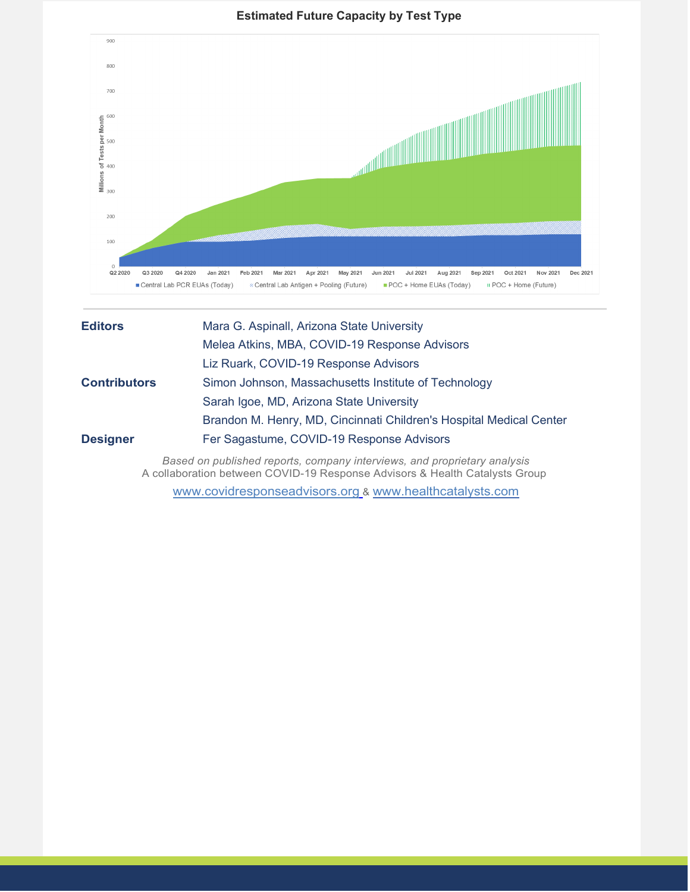**Estimated Future Capacity by Test Type**

900
800
700
600
500
400
300
200
100
0

Millions of Tests per Month

Q2 2020 Q3 2020 Q4 2020 Jan 2021 Feb 2021 Mar 2021 Apr 2021 May 2021 Jun 2021 Jul 2021 Aug 2021 Sep 2021 Oct 2021 Nov 2021 Dec 2021

Central Lab PCR EUAs (Today) Central Lab Antigen + Pooling (Future) POC + Home EUAs (Today) POC + Home (Future)

---

| | |
|---|---|
| **Editors** | Mara G. Aspinall, Arizona State University |
| | Melea Atkins, MBA, COVID-19 Response Advisors |
| | Liz Ruark, COVID-19 Response Advisors |
| **Contributors** | Simon Johnson, Massachusetts Institute of Technology |
| | Sarah Igoe, MD, Arizona State University |
| | Brandon M. Henry, MD, Cincinnati Children's Hospital Medical Center |
| **Designer** | Fer Sagastume, COVID-19 Response Advisors |

*Based on published reports, company interviews, and proprietary analysis*

A collaboration between COVID-19 Response Advisors & Health Catalysts Group

[www.covidresponseadvisors.org](http://www.covidresponseadvisors.org) & [www.healthcatalysts.com](http://www.healthcatalysts.com)